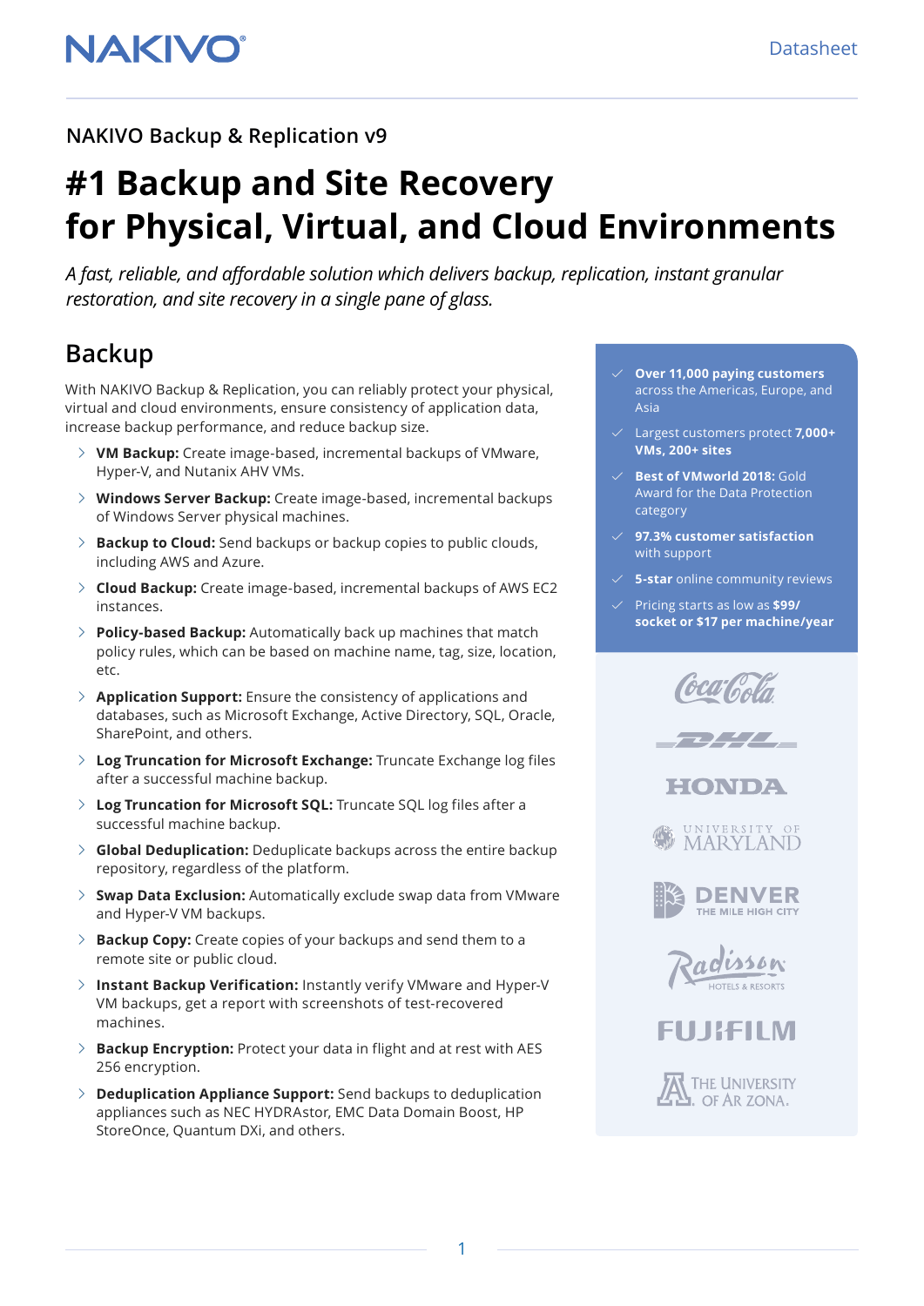NAKIVO

Datasheet

NAKIVO Backup & Replication v9

# #1 Backup and Site Recovery for Physical, Virtual, and Cloud Environments

*A fast, reliable, and affordable solution which delivers backup, replication, instant granular restoration, and site recovery in a single pane of glass.*

## Backup

With NAKIVO Backup & Replication, you can reliably protect your physical, virtual and cloud environments, ensure consistency of application data, increase backup performance, and reduce backup size.

- **VM Backup:** Create image-based, incremental backups of VMware, Hyper-V, and Nutanix AHV VMs.
- **Windows Server Backup:** Create image-based, incremental backups of Windows Server physical machines.
- **Backup to Cloud:** Send backups or backup copies to public clouds, including AWS and Azure.
- **Cloud Backup:** Create image-based, incremental backups of AWS EC2 instances.
- **Policy-based Backup:** Automatically back up machines that match policy rules, which can be based on machine name, tag, size, location, etc.
- **Application Support:** Ensure the consistency of applications and databases, such as Microsoft Exchange, Active Directory, SQL, Oracle, SharePoint, and others.
- **Log Truncation for Microsoft Exchange:** Truncate Exchange log files after a successful machine backup.
- **Log Truncation for Microsoft SQL:** Truncate SQL log files after a successful machine backup.
- **Global Deduplication:** Deduplicate backups across the entire backup repository, regardless of the platform.
- **Swap Data Exclusion:** Automatically exclude swap data from VMware and Hyper-V VM backups.
- **Backup Copy:** Create copies of your backups and send them to a remote site or public cloud.
- **Instant Backup Verification:** Instantly verify VMware and Hyper-V VM backups, get a report with screenshots of test-recovered machines.
- **Backup Encryption:** Protect your data in flight and at rest with AES 256 encryption.
- **Deduplication Appliance Support:** Send backups to deduplication appliances such as NEC HYDRAstor, EMC Data Domain Boost, HP StoreOnce, Quantum DXi, and others.

---

- **Over 11,000 paying customers** across the Americas, Europe, and Asia
- Largest customers protect **7,000+ VMs, 200+ sites**
- **Best of VMworld 2018:** Gold Award for the Data Protection category
- **97.3% customer satisfaction** with support
- **5-star** online community reviews
- Pricing starts as low as **$99/ socket or $17 per machine/year**

Coca-Cola | DHL | HONDA | University of Maryland | Denver The Mile High City | Radisson Hotels & Resorts | FUJIFILM | The University of Arizona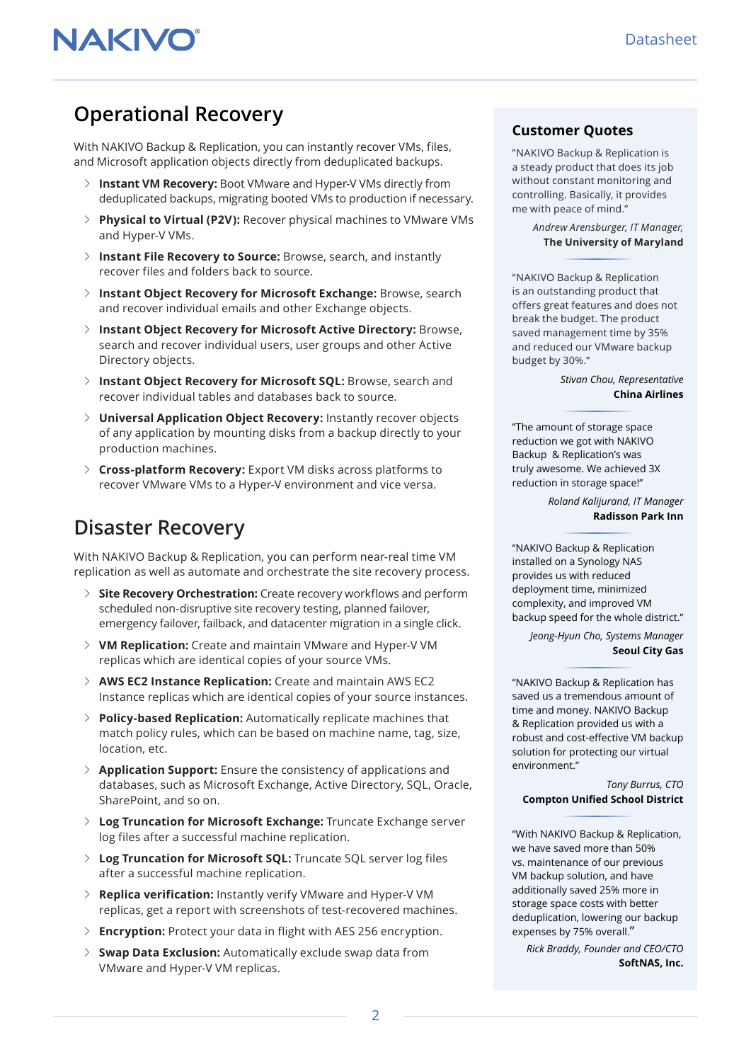## Operational Recovery

With NAKIVO Backup & Replication, you can instantly recover VMs, files, and Microsoft application objects directly from deduplicated backups.

- **Instant VM Recovery:** Boot VMware and Hyper-V VMs directly from deduplicated backups, migrating booted VMs to production if necessary.
- **Physical to Virtual (P2V):** Recover physical machines to VMware VMs and Hyper-V VMs.
- **Instant File Recovery to Source:** Browse, search, and instantly recover files and folders back to source.
- **Instant Object Recovery for Microsoft Exchange:** Browse, search and recover individual emails and other Exchange objects.
- **Instant Object Recovery for Microsoft Active Directory:** Browse, search and recover individual users, user groups and other Active Directory objects.
- **Instant Object Recovery for Microsoft SQL:** Browse, search and recover individual tables and databases back to source.
- **Universal Application Object Recovery:** Instantly recover objects of any application by mounting disks from a backup directly to your production machines.
- **Cross-platform Recovery:** Export VM disks across platforms to recover VMware VMs to a Hyper-V environment and vice versa.

## Disaster Recovery

With NAKIVO Backup & Replication, you can perform near-real time VM replication as well as automate and orchestrate the site recovery process.

- **Site Recovery Orchestration:** Create recovery workflows and perform scheduled non-disruptive site recovery testing, planned failover, emergency failover, failback, and datacenter migration in a single click.
- **VM Replication:** Create and maintain VMware and Hyper-V VM replicas which are identical copies of your source VMs.
- **AWS EC2 Instance Replication:** Create and maintain AWS EC2 Instance replicas which are identical copies of your source instances.
- **Policy-based Replication:** Automatically replicate machines that match policy rules, which can be based on machine name, tag, size, location, etc.
- **Application Support:** Ensure the consistency of applications and databases, such as Microsoft Exchange, Active Directory, SQL, Oracle, SharePoint, and so on.
- **Log Truncation for Microsoft Exchange:** Truncate Exchange server log files after a successful machine replication.
- **Log Truncation for Microsoft SQL:** Truncate SQL server log files after a successful machine replication.
- **Replica verification:** Instantly verify VMware and Hyper-V VM replicas, get a report with screenshots of test-recovered machines.
- **Encryption:** Protect your data in flight with AES 256 encryption.
- **Swap Data Exclusion:** Automatically exclude swap data from VMware and Hyper-V VM replicas.

### Customer Quotes

"NAKIVO Backup & Replication is a steady product that does its job without constant monitoring and controlling. Basically, it provides me with peace of mind."

*Andrew Arensburger, IT Manager,*
**The University of Maryland**

"NAKIVO Backup & Replication is an outstanding product that offers great features and does not break the budget. The product saved management time by 35% and reduced our VMware backup budget by 30%."

*Stivan Chou, Representative*
**China Airlines**

"The amount of storage space reduction we got with NAKIVO Backup & Replication's was truly awesome. We achieved 3X reduction in storage space!"

*Roland Kalijurand, IT Manager*
**Radisson Park Inn**

"NAKIVO Backup & Replication installed on a Synology NAS provides us with reduced deployment time, minimized complexity, and improved VM backup speed for the whole district."

*Jeong-Hyun Cho, Systems Manager*
**Seoul City Gas**

"NAKIVO Backup & Replication has saved us a tremendous amount of time and money. NAKIVO Backup & Replication provided us with a robust and cost-effective VM backup solution for protecting our virtual environment."

*Tony Burrus, CTO*
**Compton Unified School District**

"With NAKIVO Backup & Replication, we have saved more than 50% vs. maintenance of our previous VM backup solution, and have additionally saved 25% more in storage space costs with better deduplication, lowering our backup expenses by 75% overall."

*Rick Braddy, Founder and CEO/CTO*
**SoftNAS, Inc.**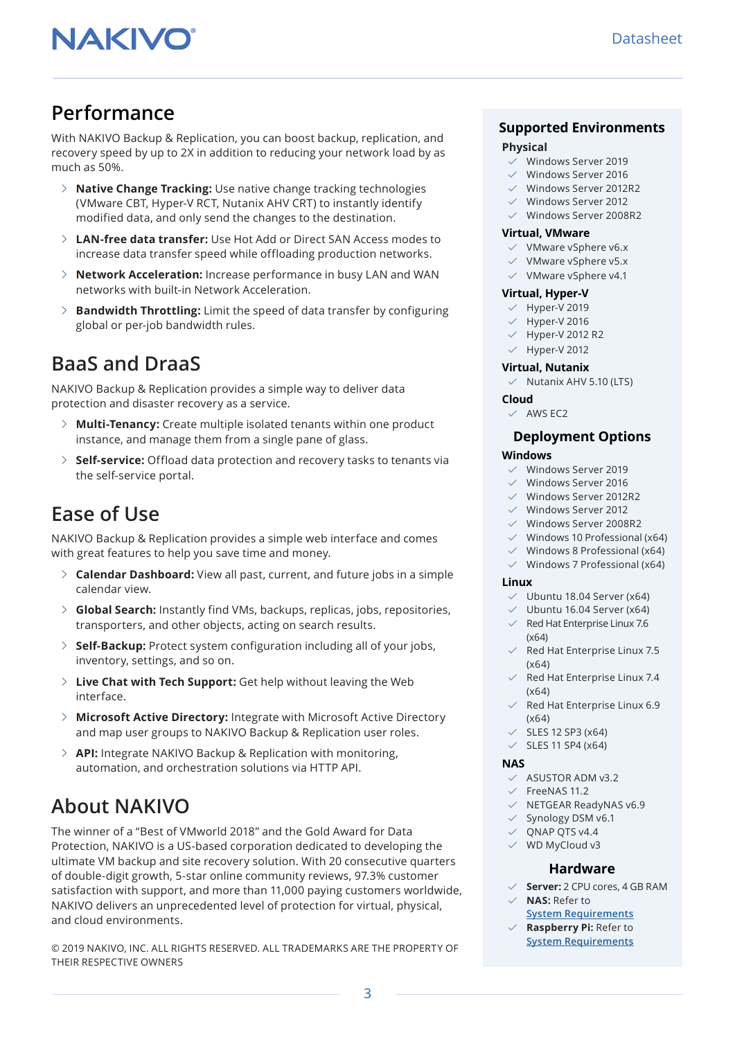## Performance

With NAKIVO Backup & Replication, you can boost backup, replication, and recovery speed by up to 2X in addition to reducing your network load by as much as 50%.

- **Native Change Tracking:** Use native change tracking technologies (VMware CBT, Hyper-V RCT, Nutanix AHV CRT) to instantly identify modified data, and only send the changes to the destination.
- **LAN-free data transfer:** Use Hot Add or Direct SAN Access modes to increase data transfer speed while offloading production networks.
- **Network Acceleration:** Increase performance in busy LAN and WAN networks with built-in Network Acceleration.
- **Bandwidth Throttling:** Limit the speed of data transfer by configuring global or per-job bandwidth rules.

## BaaS and DraaS

NAKIVO Backup & Replication provides a simple way to deliver data protection and disaster recovery as a service.

- **Multi-Tenancy:** Create multiple isolated tenants within one product instance, and manage them from a single pane of glass.
- **Self-service:** Offload data protection and recovery tasks to tenants via the self-service portal.

## Ease of Use

NAKIVO Backup & Replication provides a simple web interface and comes with great features to help you save time and money.

- **Calendar Dashboard:** View all past, current, and future jobs in a simple calendar view.
- **Global Search:** Instantly find VMs, backups, replicas, jobs, repositories, transporters, and other objects, acting on search results.
- **Self-Backup:** Protect system configuration including all of your jobs, inventory, settings, and so on.
- **Live Chat with Tech Support:** Get help without leaving the Web interface.
- **Microsoft Active Directory:** Integrate with Microsoft Active Directory and map user groups to NAKIVO Backup & Replication user roles.
- **API:** Integrate NAKIVO Backup & Replication with monitoring, automation, and orchestration solutions via HTTP API.

## About NAKIVO

The winner of a "Best of VMworld 2018" and the Gold Award for Data Protection, NAKIVO is a US-based corporation dedicated to developing the ultimate VM backup and site recovery solution. With 20 consecutive quarters of double-digit growth, 5-star online community reviews, 97.3% customer satisfaction with support, and more than 11,000 paying customers worldwide, NAKIVO delivers an unprecedented level of protection for virtual, physical, and cloud environments.

© 2019 NAKIVO, INC. ALL RIGHTS RESERVED. ALL TRADEMARKS ARE THE PROPERTY OF THEIR RESPECTIVE OWNERS

## Supported Environments

### Physical

- Windows Server 2019
- Windows Server 2016
- Windows Server 2012R2
- Windows Server 2012
- Windows Server 2008R2

### Virtual, VMware

- VMware vSphere v6.x
- VMware vSphere v5.x
- VMware vSphere v4.1

### Virtual, Hyper-V

- Hyper-V 2019
- Hyper-V 2016
- Hyper-V 2012 R2
- Hyper-V 2012

### Virtual, Nutanix

- Nutanix AHV 5.10 (LTS)

### Cloud

- AWS EC2

## Deployment Options

### Windows

- Windows Server 2019
- Windows Server 2016
- Windows Server 2012R2
- Windows Server 2012
- Windows Server 2008R2
- Windows 10 Professional (x64)
- Windows 8 Professional (x64)
- Windows 7 Professional (x64)

### Linux

- Ubuntu 18.04 Server (x64)
- Ubuntu 16.04 Server (x64)
- Red Hat Enterprise Linux 7.6 (x64)
- Red Hat Enterprise Linux 7.5 (x64)
- Red Hat Enterprise Linux 7.4 (x64)
- Red Hat Enterprise Linux 6.9 (x64)
- SLES 12 SP3 (x64)
- SLES 11 SP4 (x64)

### NAS

- ASUSTOR ADM v3.2
- FreeNAS 11.2
- NETGEAR ReadyNAS v6.9
- Synology DSM v6.1
- QNAP QTS v4.4
- WD MyCloud v3

## Hardware

- **Server:** 2 CPU cores, 4 GB RAM
- **NAS:** Refer to System Requirements
- **Raspberry Pi:** Refer to System Requirements